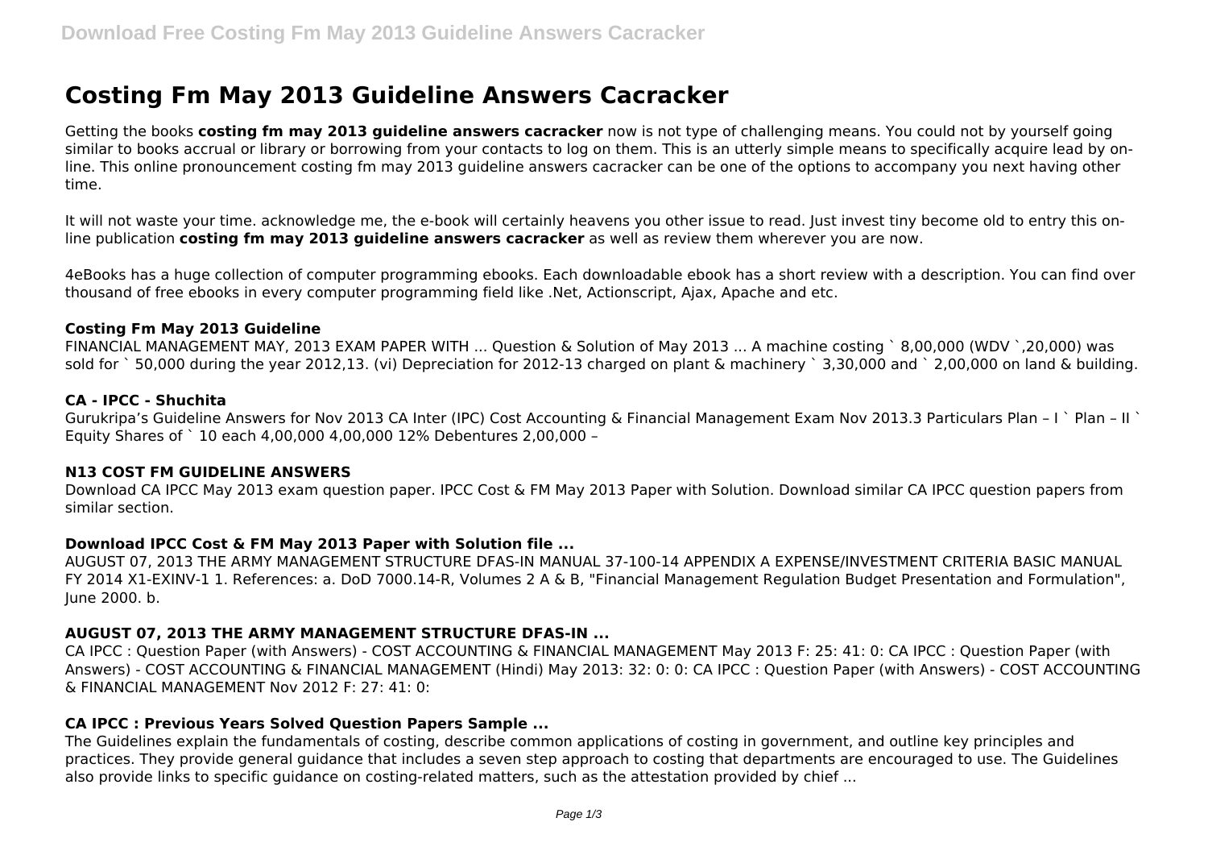# Costing Fm May 2013 Guideline Answers Cacracker

Getting the books **costing fm may 2013 guideline answers cacracker** now is not type of challenging means. You could not by yourself going similar to books accrual or library or borrowing from your contacts to log on them. This is an utterly simple means to specifically acquire lead by on-line. This online pronouncement costing fm may 2013 guideline answers cacracker can be one of the options to accompany you next having other time.

It will not waste your time. acknowledge me, the e-book will certainly heavens you other issue to read. Just invest tiny become old to entry this on-line publication **costing fm may 2013 guideline answers cacracker** as well as review them wherever you are now.

4eBooks has a huge collection of computer programming ebooks. Each downloadable ebook has a short review with a description. You can find over thousand of free ebooks in every computer programming field like .Net, Actionscript, Ajax, Apache and etc.

### Costing Fm May 2013 Guideline

FINANCIAL MANAGEMENT MAY, 2013 EXAM PAPER WITH ... Question & Solution of May 2013 ... A machine costing ` 8,00,000 (WDV `,20,000) was sold for ` 50,000 during the year 2012,13. (vi) Depreciation for 2012-13 charged on plant & machinery ` 3,30,000 and ` 2,00,000 on land & building.

### CA - IPCC - Shuchita

Gurukripa's Guideline Answers for Nov 2013 CA Inter (IPC) Cost Accounting & Financial Management Exam Nov 2013.3 Particulars Plan – I ` Plan – II ` Equity Shares of ` 10 each 4,00,000 4,00,000 12% Debentures 2,00,000 –

### N13 COST FM GUIDELINE ANSWERS

Download CA IPCC May 2013 exam question paper. IPCC Cost & FM May 2013 Paper with Solution. Download similar CA IPCC question papers from similar section.

### Download IPCC Cost & FM May 2013 Paper with Solution file ...

AUGUST 07, 2013 THE ARMY MANAGEMENT STRUCTURE DFAS-IN MANUAL 37-100-14 APPENDIX A EXPENSE/INVESTMENT CRITERIA BASIC MANUAL FY 2014 X1-EXINV-1 1. References: a. DoD 7000.14-R, Volumes 2 A & B, "Financial Management Regulation Budget Presentation and Formulation", June 2000. b.

### AUGUST 07, 2013 THE ARMY MANAGEMENT STRUCTURE DFAS-IN ...

CA IPCC : Question Paper (with Answers) - COST ACCOUNTING & FINANCIAL MANAGEMENT May 2013 F: 25: 41: 0: CA IPCC : Question Paper (with Answers) - COST ACCOUNTING & FINANCIAL MANAGEMENT (Hindi) May 2013: 32: 0: 0: CA IPCC : Question Paper (with Answers) - COST ACCOUNTING & FINANCIAL MANAGEMENT Nov 2012 F: 27: 41: 0:

### CA IPCC : Previous Years Solved Question Papers Sample ...

The Guidelines explain the fundamentals of costing, describe common applications of costing in government, and outline key principles and practices. They provide general guidance that includes a seven step approach to costing that departments are encouraged to use. The Guidelines also provide links to specific guidance on costing-related matters, such as the attestation provided by chief ...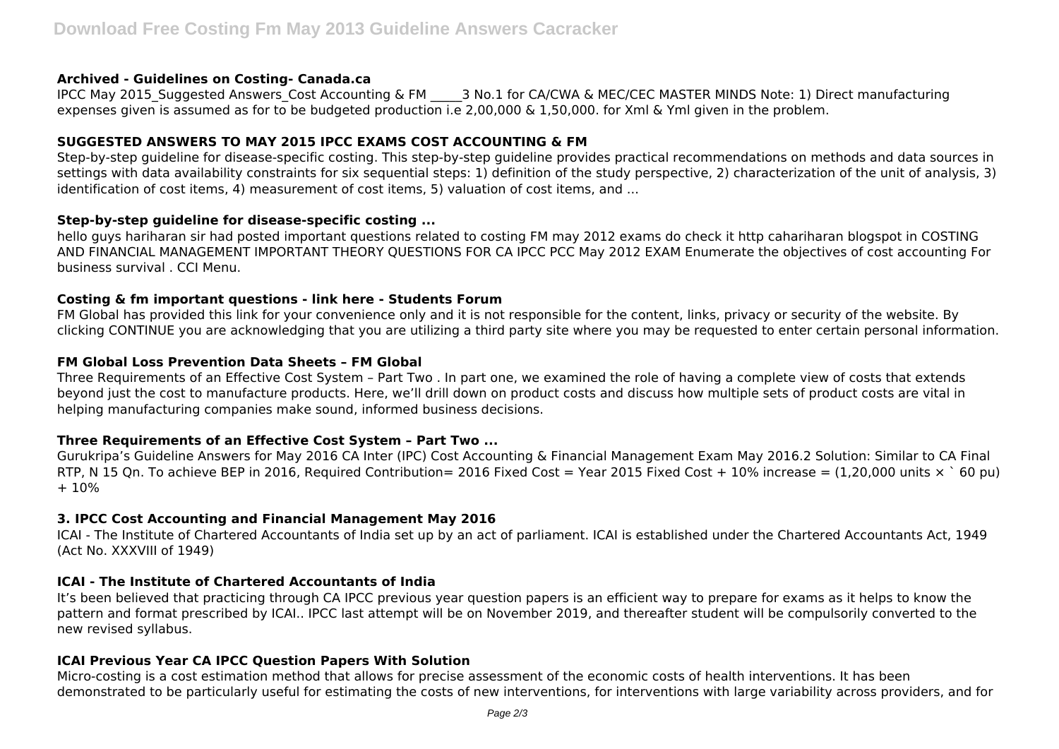### Archived - Guidelines on Costing- Canada.ca

IPCC May 2015_Suggested Answers_Cost Accounting & FM _____3 No.1 for CA/CWA & MEC/CEC MASTER MINDS Note: 1) Direct manufacturing expenses given is assumed as for to be budgeted production i.e 2,00,000 & 1,50,000. for Xml & Yml given in the problem.

### SUGGESTED ANSWERS TO MAY 2015 IPCC EXAMS COST ACCOUNTING & FM

Step-by-step guideline for disease-specific costing. This step-by-step guideline provides practical recommendations on methods and data sources in settings with data availability constraints for six sequential steps: 1) definition of the study perspective, 2) characterization of the unit of analysis, 3) identification of cost items, 4) measurement of cost items, 5) valuation of cost items, and ...

### Step-by-step guideline for disease-specific costing ...

hello guys hariharan sir had posted important questions related to costing FM may 2012 exams do check it http cahariharan blogspot in COSTING AND FINANCIAL MANAGEMENT IMPORTANT THEORY QUESTIONS FOR CA IPCC PCC May 2012 EXAM Enumerate the objectives of cost accounting For business survival . CCI Menu.

### Costing & fm important questions - link here - Students Forum

FM Global has provided this link for your convenience only and it is not responsible for the content, links, privacy or security of the website. By clicking CONTINUE you are acknowledging that you are utilizing a third party site where you may be requested to enter certain personal information.

### FM Global Loss Prevention Data Sheets – FM Global

Three Requirements of an Effective Cost System – Part Two . In part one, we examined the role of having a complete view of costs that extends beyond just the cost to manufacture products. Here, we'll drill down on product costs and discuss how multiple sets of product costs are vital in helping manufacturing companies make sound, informed business decisions.

### Three Requirements of an Effective Cost System – Part Two ...

Gurukripa's Guideline Answers for May 2016 CA Inter (IPC) Cost Accounting & Financial Management Exam May 2016.2 Solution: Similar to CA Final RTP, N 15 Qn. To achieve BEP in 2016, Required Contribution= 2016 Fixed Cost = Year 2015 Fixed Cost + 10% increase = (1,20,000 units × ` 60 pu) + 10%

### 3. IPCC Cost Accounting and Financial Management May 2016

ICAI - The Institute of Chartered Accountants of India set up by an act of parliament. ICAI is established under the Chartered Accountants Act, 1949 (Act No. XXXVIII of 1949)

### ICAI - The Institute of Chartered Accountants of India

It's been believed that practicing through CA IPCC previous year question papers is an efficient way to prepare for exams as it helps to know the pattern and format prescribed by ICAI.. IPCC last attempt will be on November 2019, and thereafter student will be compulsorily converted to the new revised syllabus.

### ICAI Previous Year CA IPCC Question Papers With Solution

Micro-costing is a cost estimation method that allows for precise assessment of the economic costs of health interventions. It has been demonstrated to be particularly useful for estimating the costs of new interventions, for interventions with large variability across providers, and for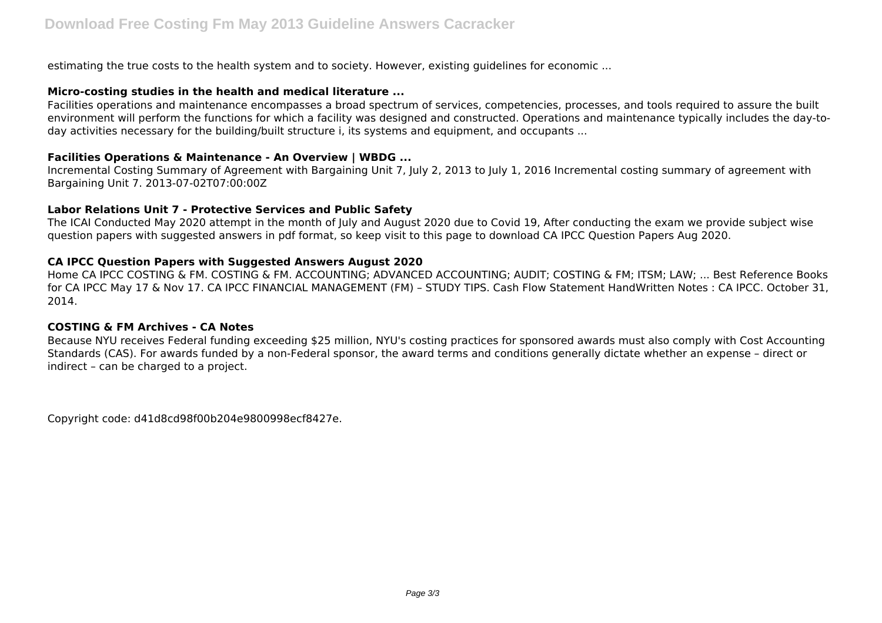estimating the true costs to the health system and to society. However, existing guidelines for economic ...

### Micro-costing studies in the health and medical literature ...

Facilities operations and maintenance encompasses a broad spectrum of services, competencies, processes, and tools required to assure the built environment will perform the functions for which a facility was designed and constructed. Operations and maintenance typically includes the day-to-day activities necessary for the building/built structure i, its systems and equipment, and occupants ...

### Facilities Operations & Maintenance - An Overview | WBDG ...

Incremental Costing Summary of Agreement with Bargaining Unit 7, July 2, 2013 to July 1, 2016 Incremental costing summary of agreement with Bargaining Unit 7. 2013-07-02T07:00:00Z

### Labor Relations Unit 7 - Protective Services and Public Safety

The ICAI Conducted May 2020 attempt in the month of July and August 2020 due to Covid 19, After conducting the exam we provide subject wise question papers with suggested answers in pdf format, so keep visit to this page to download CA IPCC Question Papers Aug 2020.

### CA IPCC Question Papers with Suggested Answers August 2020

Home CA IPCC COSTING & FM. COSTING & FM. ACCOUNTING; ADVANCED ACCOUNTING; AUDIT; COSTING & FM; ITSM; LAW; ... Best Reference Books for CA IPCC May 17 & Nov 17. CA IPCC FINANCIAL MANAGEMENT (FM) – STUDY TIPS. Cash Flow Statement HandWritten Notes : CA IPCC. October 31, 2014.

### COSTING & FM Archives - CA Notes

Because NYU receives Federal funding exceeding $25 million, NYU's costing practices for sponsored awards must also comply with Cost Accounting Standards (CAS). For awards funded by a non-Federal sponsor, the award terms and conditions generally dictate whether an expense – direct or indirect – can be charged to a project.

Copyright code: d41d8cd98f00b204e9800998ecf8427e.